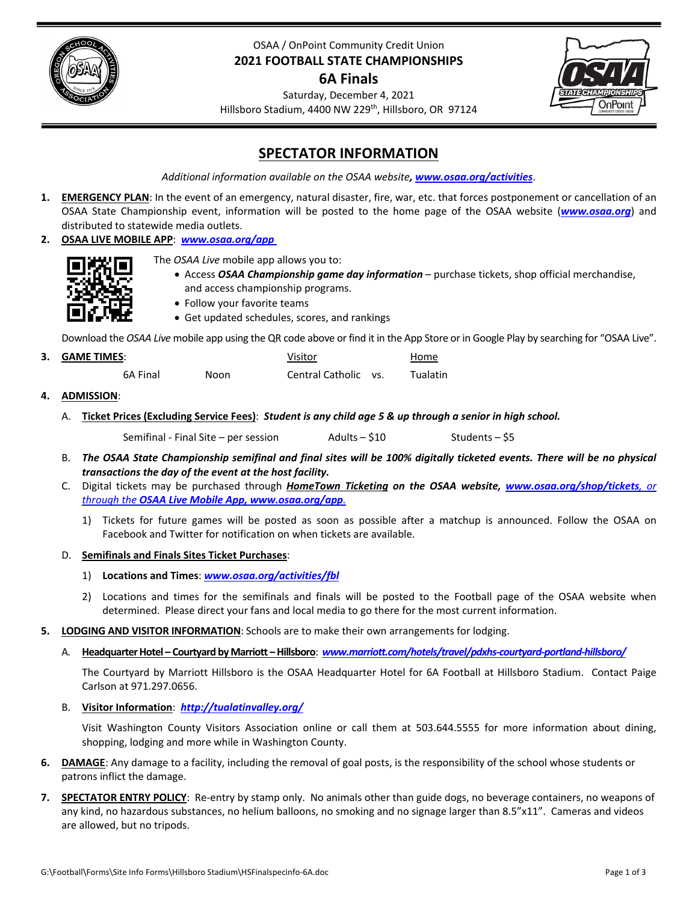OSAA / OnPoint Community Credit Union

# 2021 FOOTBALL STATE CHAMPIONSHIPS

## 6A Finals

Saturday, December 4, 2021

Hillsboro Stadium, 4400 NW 229th, Hillsboro, OR 97124

## SPECTATOR INFORMATION

*Additional information available on the OSAA website, **www.osaa.org/activities**.*

1. **EMERGENCY PLAN**: In the event of an emergency, natural disaster, fire, war, etc. that forces postponement or cancellation of an OSAA State Championship event, information will be posted to the home page of the OSAA website (***www.osaa.org***) and distributed to statewide media outlets.

2. **OSAA LIVE MOBILE APP**: ***www.osaa.org/app***

   The *OSAA Live* mobile app allows you to:
   - Access ***OSAA Championship game day information*** – purchase tickets, shop official merchandise, and access championship programs.
   - Follow your favorite teams
   - Get updated schedules, scores, and rankings

   Download the *OSAA Live* mobile app using the QR code above or find it in the App Store or in Google Play by searching for "OSAA Live".

3. **GAME TIMES**:

| | | Visitor | | Home |
|---|---|---|---|---|
| 6A Final | Noon | Central Catholic | vs. | Tualatin |

4. **ADMISSION**:

   A. **Ticket Prices (Excluding Service Fees)**: ***Student is any child age 5 & up through a senior in high school.***

   | | | |
   |---|---|---|
   | Semifinal - Final Site – per session | Adults – $10 | Students – $5 |

   B. ***The OSAA State Championship semifinal and final sites will be 100% digitally ticketed events. There will be no physical transactions the day of the event at the host facility.***

   C. Digital tickets may be purchased through ***HomeTown Ticketing** on the OSAA website, **www.osaa.org/shop/tickets**, or through the **OSAA Live Mobile App**, **www.osaa.org/app**.*

      1) Tickets for future games will be posted as soon as possible after a matchup is announced. Follow the OSAA on Facebook and Twitter for notification on when tickets are available.

   D. **Semifinals and Finals Sites Ticket Purchases**:

      1) **Locations and Times**: ***www.osaa.org/activities/fbl***

      2) Locations and times for the semifinals and finals will be posted to the Football page of the OSAA website when determined. Please direct your fans and local media to go there for the most current information.

5. **LODGING AND VISITOR INFORMATION**: Schools are to make their own arrangements for lodging.

   A. **Headquarter Hotel – Courtyard by Marriott – Hillsboro**: ***www.marriott.com/hotels/travel/pdxhs-courtyard-portland-hillsboro/***

   The Courtyard by Marriott Hillsboro is the OSAA Headquarter Hotel for 6A Football at Hillsboro Stadium. Contact Paige Carlson at 971.297.0656.

   B. **Visitor Information**: ***http://tualatinvalley.org/***

   Visit Washington County Visitors Association online or call them at 503.644.5555 for more information about dining, shopping, lodging and more while in Washington County.

6. **DAMAGE**: Any damage to a facility, including the removal of goal posts, is the responsibility of the school whose students or patrons inflict the damage.

7. **SPECTATOR ENTRY POLICY**: Re-entry by stamp only. No animals other than guide dogs, no beverage containers, no weapons of any kind, no hazardous substances, no helium balloons, no smoking and no signage larger than 8.5"x11". Cameras and videos are allowed, but no tripods.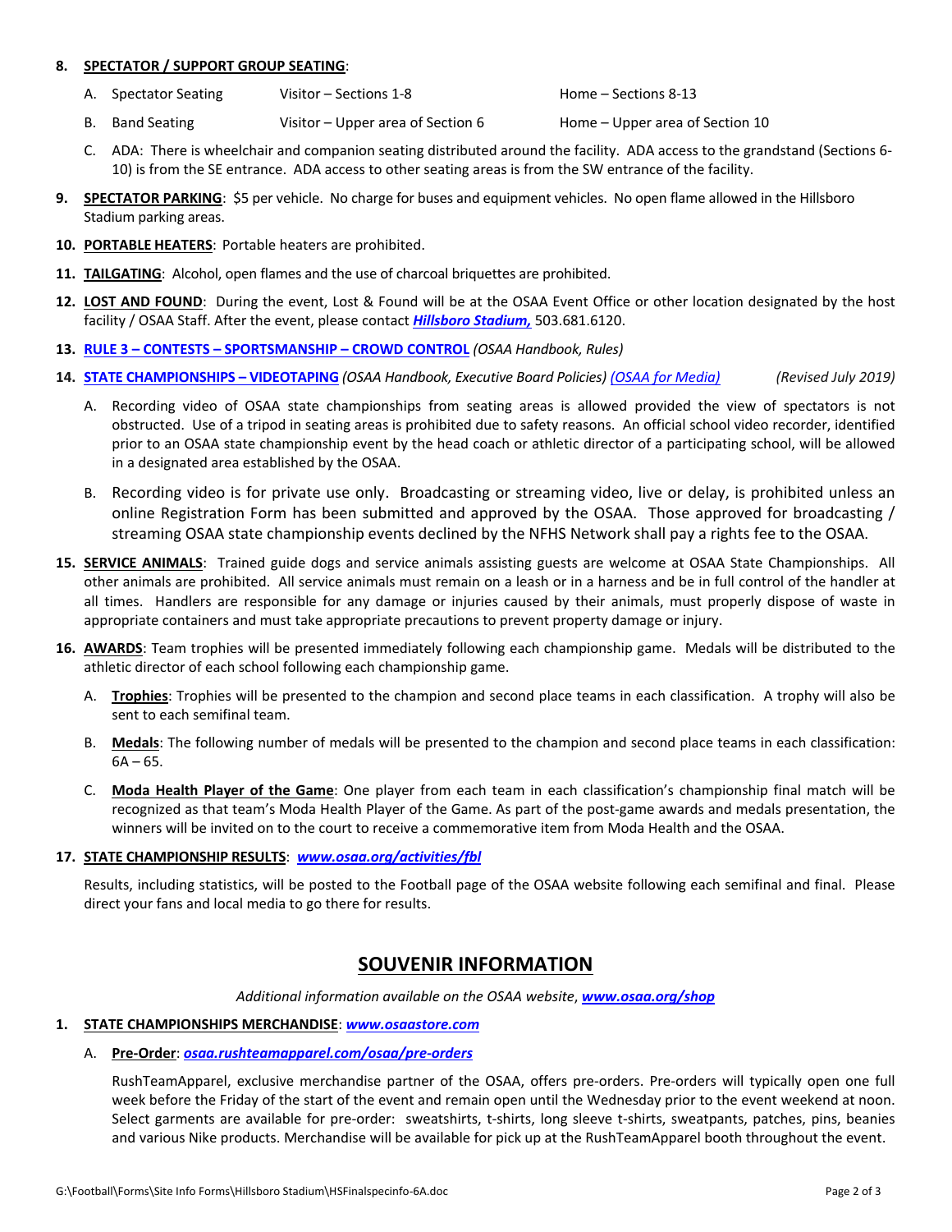8. **SPECTATOR / SUPPORT GROUP SEATING**:

   A. Spectator Seating — Visitor – Sections 1-8 — Home – Sections 8-13

   B. Band Seating — Visitor – Upper area of Section 6 — Home – Upper area of Section 10

   C. ADA: There is wheelchair and companion seating distributed around the facility. ADA access to the grandstand (Sections 6-10) is from the SE entrance. ADA access to other seating areas is from the SW entrance of the facility.

9. **SPECTATOR PARKING**: $5 per vehicle. No charge for buses and equipment vehicles. No open flame allowed in the Hillsboro Stadium parking areas.

10. **PORTABLE HEATERS**: Portable heaters are prohibited.

11. **TAILGATING**: Alcohol, open flames and the use of charcoal briquettes are prohibited.

12. **LOST AND FOUND**: During the event, Lost & Found will be at the OSAA Event Office or other location designated by the host facility / OSAA Staff. After the event, please contact ***Hillsboro Stadium,*** 503.681.6120.

13. **RULE 3 – CONTESTS – SPORTSMANSHIP – CROWD CONTROL** *(OSAA Handbook, Rules)*

14. **STATE CHAMPIONSHIPS – VIDEOTAPING** *(OSAA Handbook, Executive Board Policies) (OSAA for Media)* *(Revised July 2019)*

    A. Recording video of OSAA state championships from seating areas is allowed provided the view of spectators is not obstructed. Use of a tripod in seating areas is prohibited due to safety reasons. An official school video recorder, identified prior to an OSAA state championship event by the head coach or athletic director of a participating school, will be allowed in a designated area established by the OSAA.

    B. Recording video is for private use only. Broadcasting or streaming video, live or delay, is prohibited unless an online Registration Form has been submitted and approved by the OSAA. Those approved for broadcasting / streaming OSAA state championship events declined by the NFHS Network shall pay a rights fee to the OSAA.

15. **SERVICE ANIMALS**: Trained guide dogs and service animals assisting guests are welcome at OSAA State Championships. All other animals are prohibited. All service animals must remain on a leash or in a harness and be in full control of the handler at all times. Handlers are responsible for any damage or injuries caused by their animals, must properly dispose of waste in appropriate containers and must take appropriate precautions to prevent property damage or injury.

16. **AWARDS**: Team trophies will be presented immediately following each championship game. Medals will be distributed to the athletic director of each school following each championship game.

    A. **Trophies**: Trophies will be presented to the champion and second place teams in each classification. A trophy will also be sent to each semifinal team.

    B. **Medals**: The following number of medals will be presented to the champion and second place teams in each classification: 6A – 65.

    C. **Moda Health Player of the Game**: One player from each team in each classification's championship final match will be recognized as that team's Moda Health Player of the Game. As part of the post-game awards and medals presentation, the winners will be invited on to the court to receive a commemorative item from Moda Health and the OSAA.

17. **STATE CHAMPIONSHIP RESULTS**: ***www.osaa.org/activities/fbl***

    Results, including statistics, will be posted to the Football page of the OSAA website following each semifinal and final. Please direct your fans and local media to go there for results.

## SOUVENIR INFORMATION

*Additional information available on the OSAA website,* ***www.osaa.org/shop***

1. **STATE CHAMPIONSHIPS MERCHANDISE**: ***www.osaastore.com***

   A. **Pre-Order**: ***osaa.rushteamapparel.com/osaa/pre-orders***

   RushTeamApparel, exclusive merchandise partner of the OSAA, offers pre-orders. Pre-orders will typically open one full week before the Friday of the start of the event and remain open until the Wednesday prior to the event weekend at noon. Select garments are available for pre-order: sweatshirts, t-shirts, long sleeve t-shirts, sweatpants, patches, pins, beanies and various Nike products. Merchandise will be available for pick up at the RushTeamApparel booth throughout the event.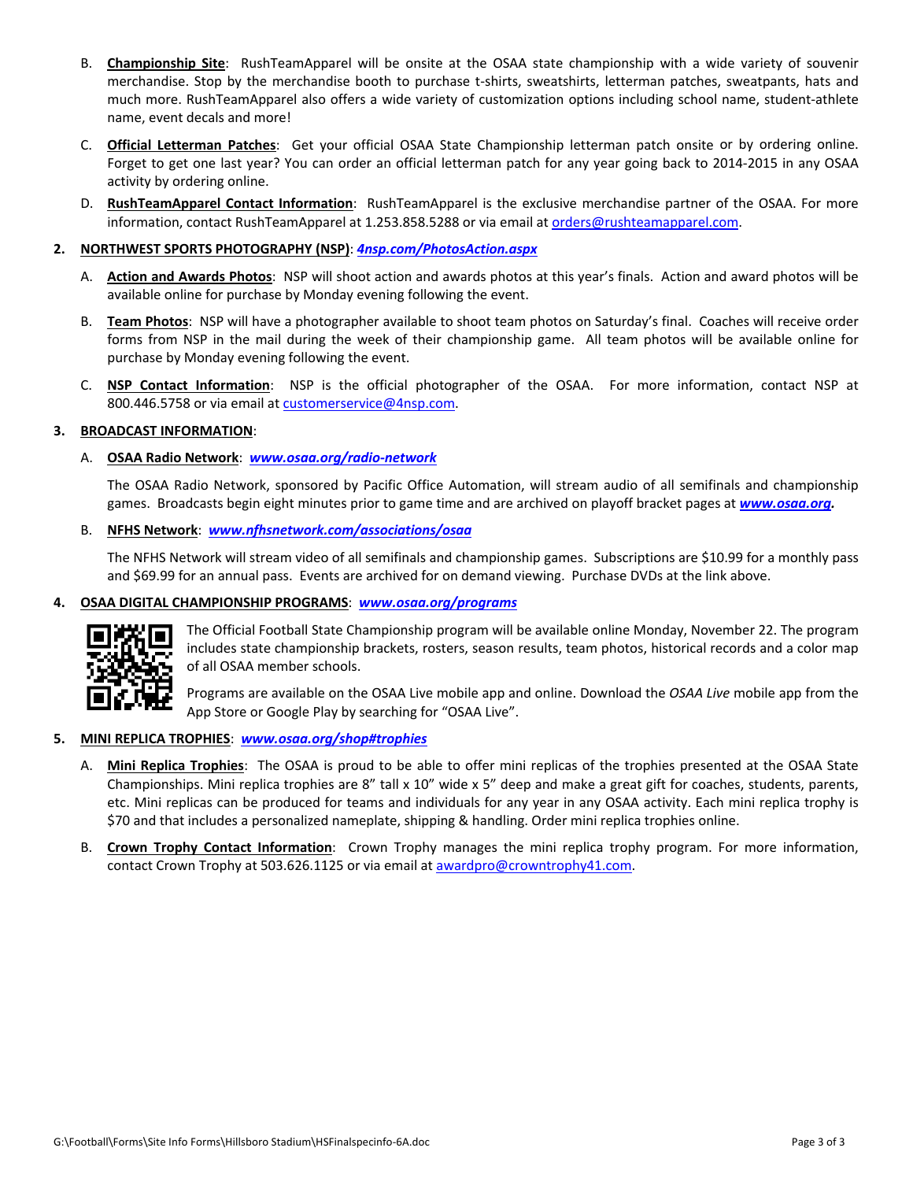B. **Championship Site**: RushTeamApparel will be onsite at the OSAA state championship with a wide variety of souvenir merchandise. Stop by the merchandise booth to purchase t-shirts, sweatshirts, letterman patches, sweatpants, hats and much more. RushTeamApparel also offers a wide variety of customization options including school name, student-athlete name, event decals and more!

C. **Official Letterman Patches**: Get your official OSAA State Championship letterman patch onsite or by ordering online. Forget to get one last year? You can order an official letterman patch for any year going back to 2014-2015 in any OSAA activity by ordering online.

D. **RushTeamApparel Contact Information**: RushTeamApparel is the exclusive merchandise partner of the OSAA. For more information, contact RushTeamApparel at 1.253.858.5288 or via email at orders@rushteamapparel.com.

## 2. NORTHWEST SPORTS PHOTOGRAPHY (NSP): *4nsp.com/PhotosAction.aspx*

A. **Action and Awards Photos**: NSP will shoot action and awards photos at this year's finals. Action and award photos will be available online for purchase by Monday evening following the event.

B. **Team Photos**: NSP will have a photographer available to shoot team photos on Saturday's final. Coaches will receive order forms from NSP in the mail during the week of their championship game. All team photos will be available online for purchase by Monday evening following the event.

C. **NSP Contact Information**: NSP is the official photographer of the OSAA. For more information, contact NSP at 800.446.5758 or via email at customerservice@4nsp.com.

## 3. BROADCAST INFORMATION:

A. **OSAA Radio Network**: ***www.osaa.org/radio-network***

The OSAA Radio Network, sponsored by Pacific Office Automation, will stream audio of all semifinals and championship games. Broadcasts begin eight minutes prior to game time and are archived on playoff bracket pages at ***www.osaa.org***.

B. **NFHS Network**: ***www.nfhsnetwork.com/associations/osaa***

The NFHS Network will stream video of all semifinals and championship games. Subscriptions are $10.99 for a monthly pass and $69.99 for an annual pass. Events are archived for on demand viewing. Purchase DVDs at the link above.

## 4. OSAA DIGITAL CHAMPIONSHIP PROGRAMS: ***www.osaa.org/programs***

The Official Football State Championship program will be available online Monday, November 22. The program includes state championship brackets, rosters, season results, team photos, historical records and a color map of all OSAA member schools.

Programs are available on the OSAA Live mobile app and online. Download the *OSAA Live* mobile app from the App Store or Google Play by searching for "OSAA Live".

## 5. MINI REPLICA TROPHIES: ***www.osaa.org/shop#trophies***

A. **Mini Replica Trophies**: The OSAA is proud to be able to offer mini replicas of the trophies presented at the OSAA State Championships. Mini replica trophies are 8" tall x 10" wide x 5" deep and make a great gift for coaches, students, parents, etc. Mini replicas can be produced for teams and individuals for any year in any OSAA activity. Each mini replica trophy is $70 and that includes a personalized nameplate, shipping & handling. Order mini replica trophies online.

B. **Crown Trophy Contact Information**: Crown Trophy manages the mini replica trophy program. For more information, contact Crown Trophy at 503.626.1125 or via email at awardpro@crowntrophy41.com.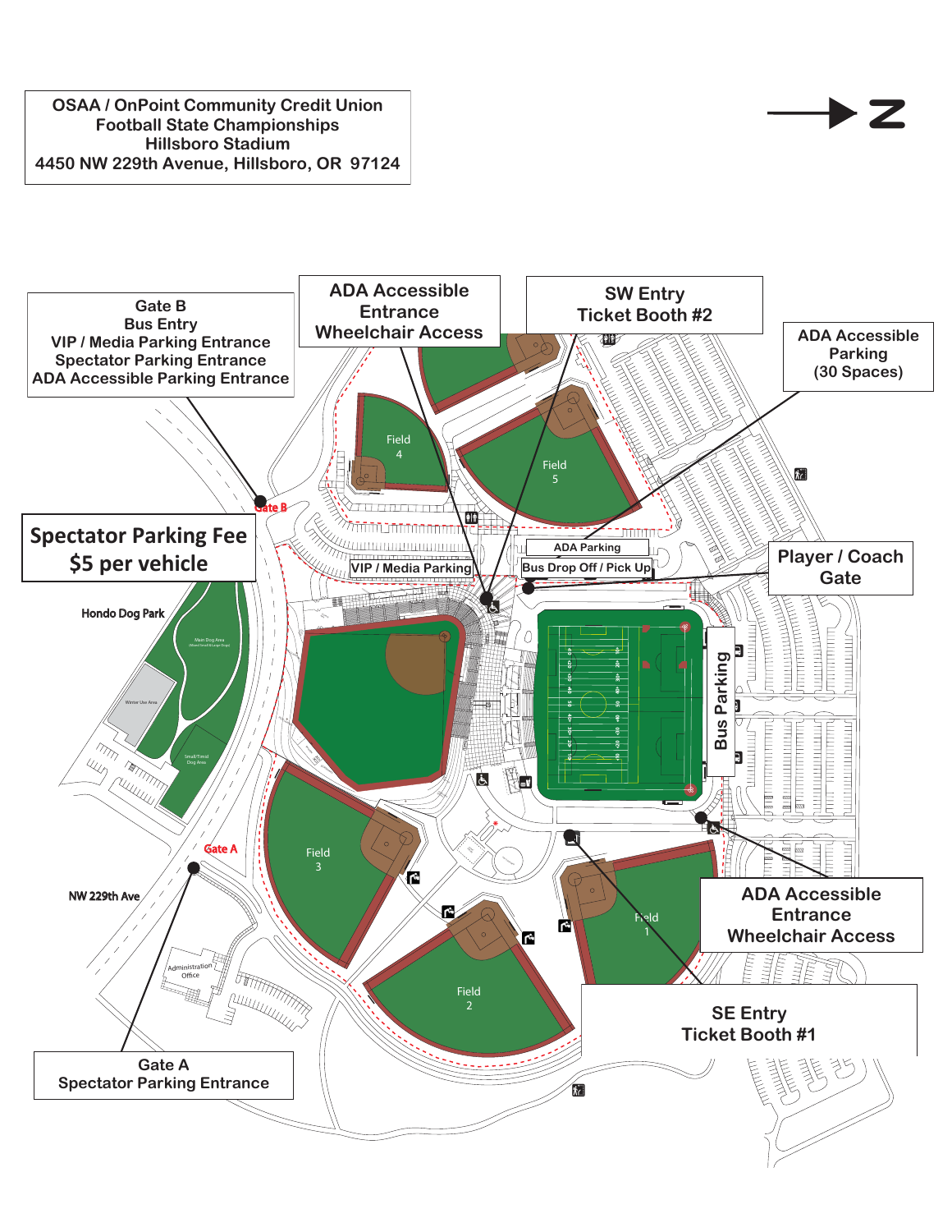**OSAA / OnPoint Community Credit Union**
**Football State Championships**
**Hillsboro Stadium**
**4450 NW 229th Avenue, Hillsboro, OR 97124**

N

Gate B
Bus Entry
VIP / Media Parking Entrance
Spectator Parking Entrance
ADA Accessible Parking Entrance

ADA Accessible
Entrance
Wheelchair Access

SW Entry
Ticket Booth #2

ADA Accessible
Parking
(30 Spaces)

**Spectator Parking Fee**
**$5 per vehicle**

Field 4

Field 5

Gate B

ADA Parking

VIP / Media Parking

Bus Drop Off / Pick Up

Player / Coach
Gate

Hondo Dog Park

Main Dog Area

Winter Use Area

Small/Timid Dog Area

Bus Parking

Field 3

Gate A

NW 229th Ave

Field 2

Field 1

ADA Accessible
Entrance
Wheelchair Access

Administration Office

SE Entry
Ticket Booth #1

Gate A
Spectator Parking Entrance